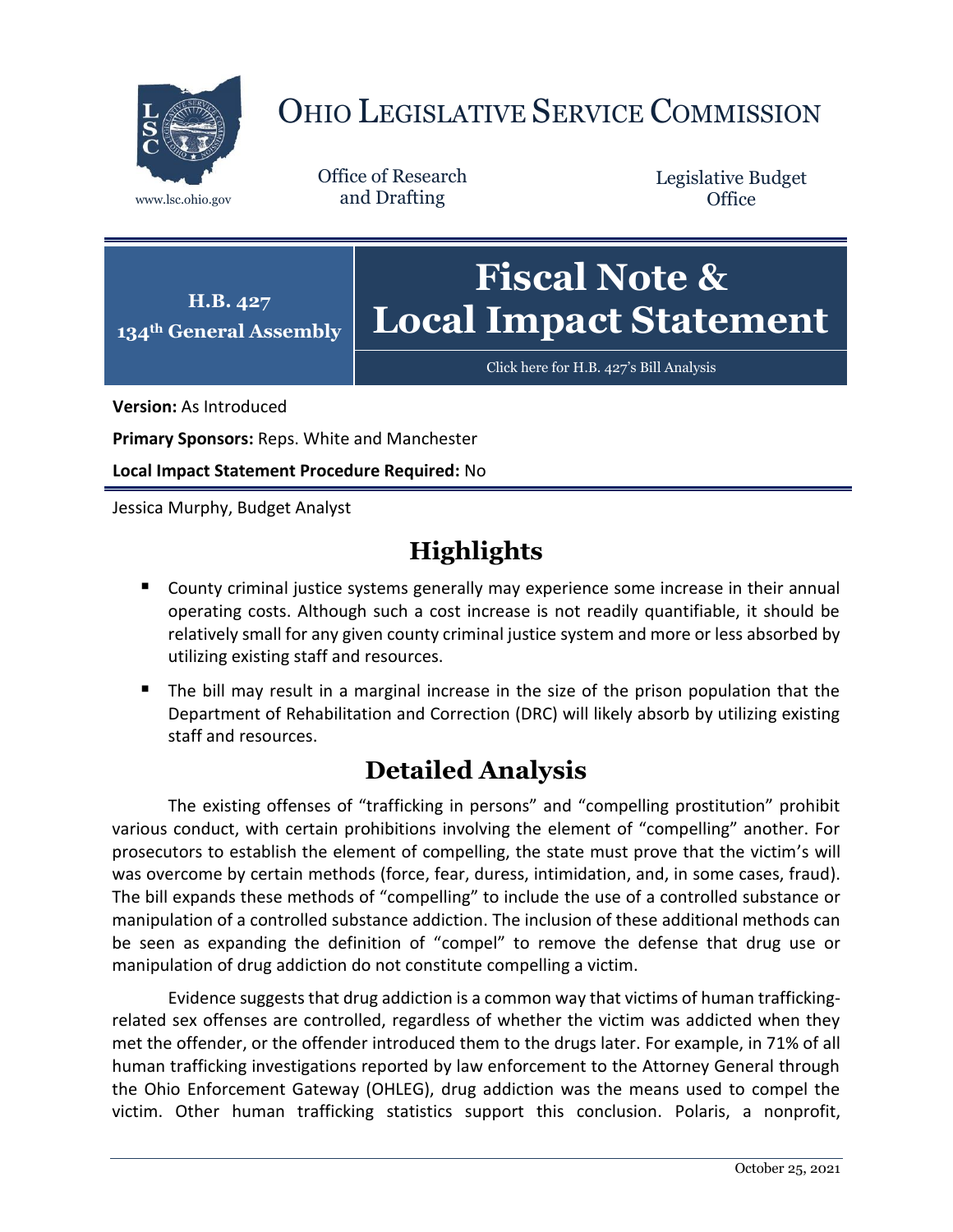# OHIO LEGISLATIVE SERVICE COMMISSION

www.lsc.ohio.gov

Office of Research and Drafting

Legislative Budget Office

**H.B. 427**
**134th General Assembly**

# Fiscal Note & Local Impact Statement

Click here for H.B. 427's Bill Analysis

**Version:** As Introduced

**Primary Sponsors:** Reps. White and Manchester

**Local Impact Statement Procedure Required:** No

Jessica Murphy, Budget Analyst

## Highlights

- County criminal justice systems generally may experience some increase in their annual operating costs. Although such a cost increase is not readily quantifiable, it should be relatively small for any given county criminal justice system and more or less absorbed by utilizing existing staff and resources.
- The bill may result in a marginal increase in the size of the prison population that the Department of Rehabilitation and Correction (DRC) will likely absorb by utilizing existing staff and resources.

## Detailed Analysis

The existing offenses of "trafficking in persons" and "compelling prostitution" prohibit various conduct, with certain prohibitions involving the element of "compelling" another. For prosecutors to establish the element of compelling, the state must prove that the victim's will was overcome by certain methods (force, fear, duress, intimidation, and, in some cases, fraud). The bill expands these methods of "compelling" to include the use of a controlled substance or manipulation of a controlled substance addiction. The inclusion of these additional methods can be seen as expanding the definition of "compel" to remove the defense that drug use or manipulation of drug addiction do not constitute compelling a victim.

Evidence suggests that drug addiction is a common way that victims of human trafficking-related sex offenses are controlled, regardless of whether the victim was addicted when they met the offender, or the offender introduced them to the drugs later. For example, in 71% of all human trafficking investigations reported by law enforcement to the Attorney General through the Ohio Enforcement Gateway (OHLEG), drug addiction was the means used to compel the victim. Other human trafficking statistics support this conclusion. Polaris, a nonprofit,

October 25, 2021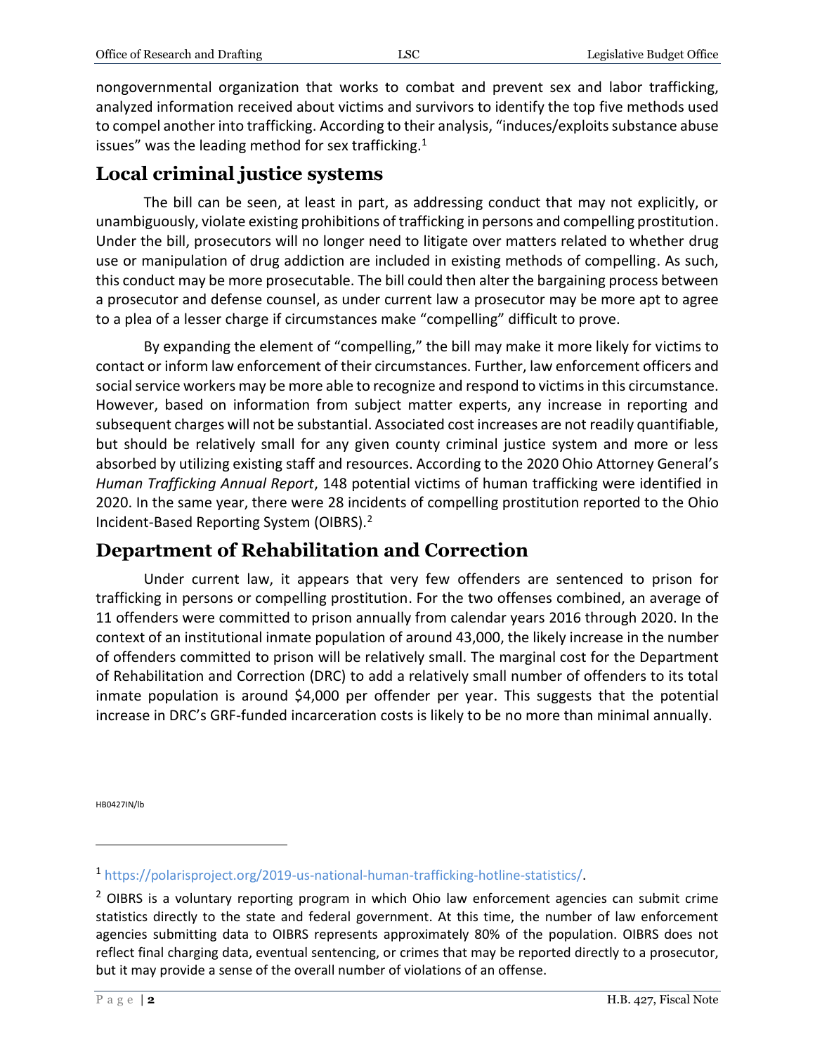nongovernmental organization that works to combat and prevent sex and labor trafficking, analyzed information received about victims and survivors to identify the top five methods used to compel another into trafficking. According to their analysis, "induces/exploits substance abuse issues" was the leading method for sex trafficking.[1]

## Local criminal justice systems

The bill can be seen, at least in part, as addressing conduct that may not explicitly, or unambiguously, violate existing prohibitions of trafficking in persons and compelling prostitution. Under the bill, prosecutors will no longer need to litigate over matters related to whether drug use or manipulation of drug addiction are included in existing methods of compelling. As such, this conduct may be more prosecutable. The bill could then alter the bargaining process between a prosecutor and defense counsel, as under current law a prosecutor may be more apt to agree to a plea of a lesser charge if circumstances make "compelling" difficult to prove.

By expanding the element of "compelling," the bill may make it more likely for victims to contact or inform law enforcement of their circumstances. Further, law enforcement officers and social service workers may be more able to recognize and respond to victims in this circumstance. However, based on information from subject matter experts, any increase in reporting and subsequent charges will not be substantial. Associated cost increases are not readily quantifiable, but should be relatively small for any given county criminal justice system and more or less absorbed by utilizing existing staff and resources. According to the 2020 Ohio Attorney General's *Human Trafficking Annual Report*, 148 potential victims of human trafficking were identified in 2020. In the same year, there were 28 incidents of compelling prostitution reported to the Ohio Incident-Based Reporting System (OIBRS).[2]

## Department of Rehabilitation and Correction

Under current law, it appears that very few offenders are sentenced to prison for trafficking in persons or compelling prostitution. For the two offenses combined, an average of 11 offenders were committed to prison annually from calendar years 2016 through 2020. In the context of an institutional inmate population of around 43,000, the likely increase in the number of offenders committed to prison will be relatively small. The marginal cost for the Department of Rehabilitation and Correction (DRC) to add a relatively small number of offenders to its total inmate population is around $4,000 per offender per year. This suggests that the potential increase in DRC's GRF-funded incarceration costs is likely to be no more than minimal annually.

HB0427IN/lb

---

[1] https://polarisproject.org/2019-us-national-human-trafficking-hotline-statistics/.

[2] OIBRS is a voluntary reporting program in which Ohio law enforcement agencies can submit crime statistics directly to the state and federal government. At this time, the number of law enforcement agencies submitting data to OIBRS represents approximately 80% of the population. OIBRS does not reflect final charging data, eventual sentencing, or crimes that may be reported directly to a prosecutor, but it may provide a sense of the overall number of violations of an offense.